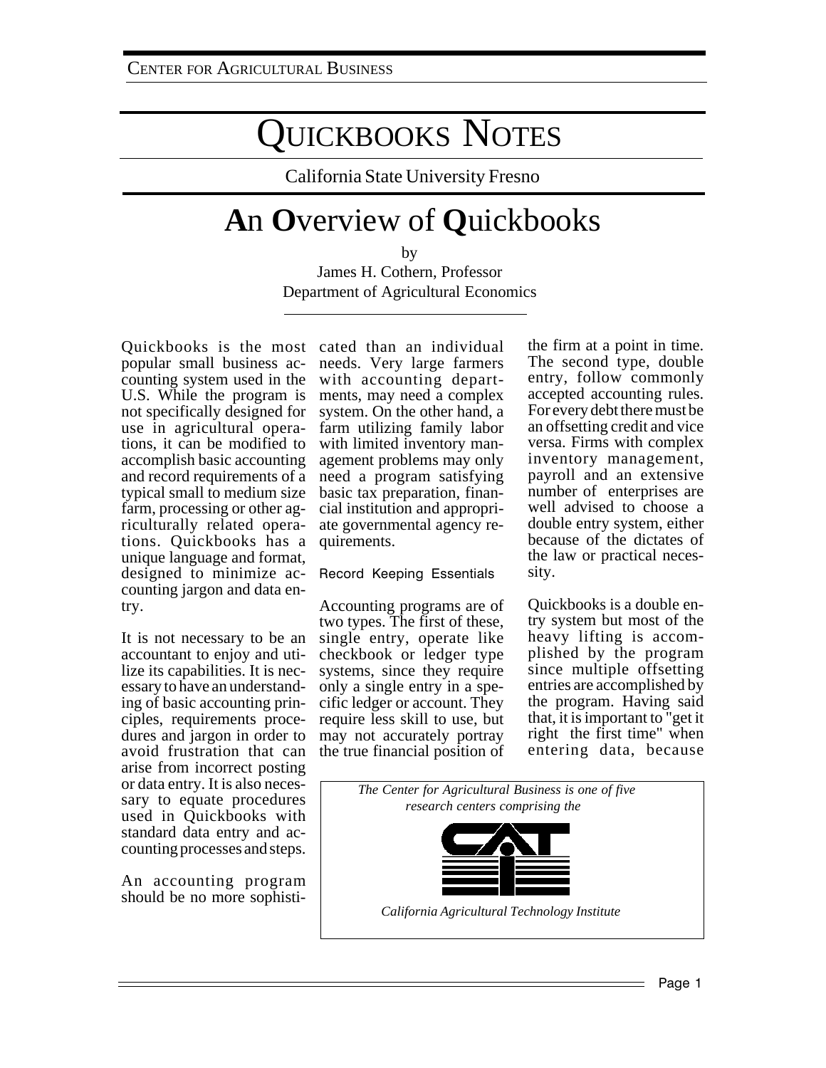CENTER FOR AGRICULTURAL BUSINESS

# QUICKBOOKS NOTES

California State University Fresno

## An Overview of Quickbooks

by

James H. Cothern, Professor
Department of Agricultural Economics

Quickbooks is the most popular small business accounting system used in the U.S. While the program is not specifically designed for use in agricultural operations, it can be modified to accomplish basic accounting and record requirements of a typical small to medium size farm, processing or other agriculturally related operations. Quickbooks has a unique language and format, designed to minimize accounting jargon and data entry.

It is not necessary to be an accountant to enjoy and utilize its capabilities. It is necessary to have an understanding of basic accounting principles, requirements procedures and jargon in order to avoid frustration that can arise from incorrect posting or data entry. It is also necessary to equate procedures used in Quickbooks with standard data entry and accounting processes and steps.

An accounting program should be no more sophisticated than an individual needs. Very large farmers with accounting departments, may need a complex system. On the other hand, a farm utilizing family labor with limited inventory management problems may only need a program satisfying basic tax preparation, financial institution and appropriate governmental agency requirements.

### Record Keeping Essentials

Accounting programs are of two types. The first of these, single entry, operate like checkbook or ledger type systems, since they require only a single entry in a specific ledger or account. They require less skill to use, but may not accurately portray the true financial position of the firm at a point in time. The second type, double entry, follow commonly accepted accounting rules. For every debt there must be an offsetting credit and vice versa. Firms with complex inventory management, payroll and an extensive number of enterprises are well advised to choose a double entry system, either because of the dictates of the law or practical necessity.

Quickbooks is a double entry system but most of the heavy lifting is accomplished by the program since multiple offsetting entries are accomplished by the program. Having said that, it is important to "get it right the first time" when entering data, because

*The Center for Agricultural Business is one of five research centers comprising the*

*California Agricultural Technology Institute*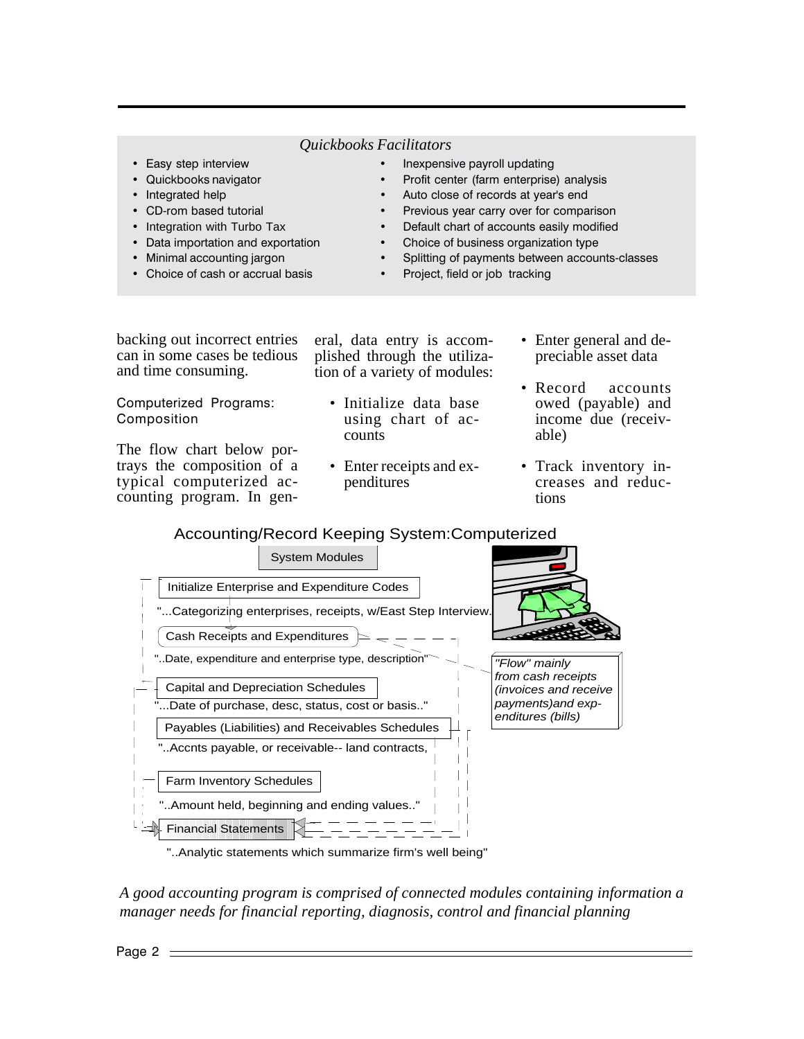### *Quickbooks Facilitators*

- Easy step interview
- Quickbooks navigator
- Integrated help
- CD-rom based tutorial
- Integration with Turbo Tax
- Data importation and exportation
- Minimal accounting jargon
- Choice of cash or accrual basis
- Inexpensive payroll updating
- Profit center (farm enterprise) analysis
- Auto close of records at year's end
- Previous year carry over for comparison
- Default chart of accounts easily modified
- Choice of business organization type
- Splitting of payments between accounts-classes
- Project, field or job tracking

backing out incorrect entries can in some cases be tedious and time consuming.

### Computerized Programs: Composition

The flow chart below portrays the composition of a typical computerized accounting program. In general, data entry is accomplished through the utilization of a variety of modules:

- Initialize data base using chart of accounts
- Enter receipts and expenditures
- Enter general and depreciable asset data
- Record accounts owed (payable) and income due (receivable)
- Track inventory increases and reductions

**Accounting/Record Keeping System:Computerized**

System Modules

- Initialize Enterprise and Expenditure Codes
  - "...Categorizing enterprises, receipts, w/East Step Interview.
- Cash Receipts and Expenditures
  - "..Date, expenditure and enterprise type, description"
- Capital and Depreciation Schedules
  - "...Date of purchase, desc, status, cost or basis.."
- Payables (Liabilities) and Receivables Schedules
  - "..Accnts payable, or receivable-- land contracts,
- Farm Inventory Schedules
  - "..Amount held, beginning and ending values.."
- Financial Statements
  - "..Analytic statements which summarize firm's well being"

*"Flow" mainly from cash receipts (invoices and receive payments)and expenditures (bills)*

*A good accounting program is comprised of connected modules containing information a manager needs for financial reporting, diagnosis, control and financial planning*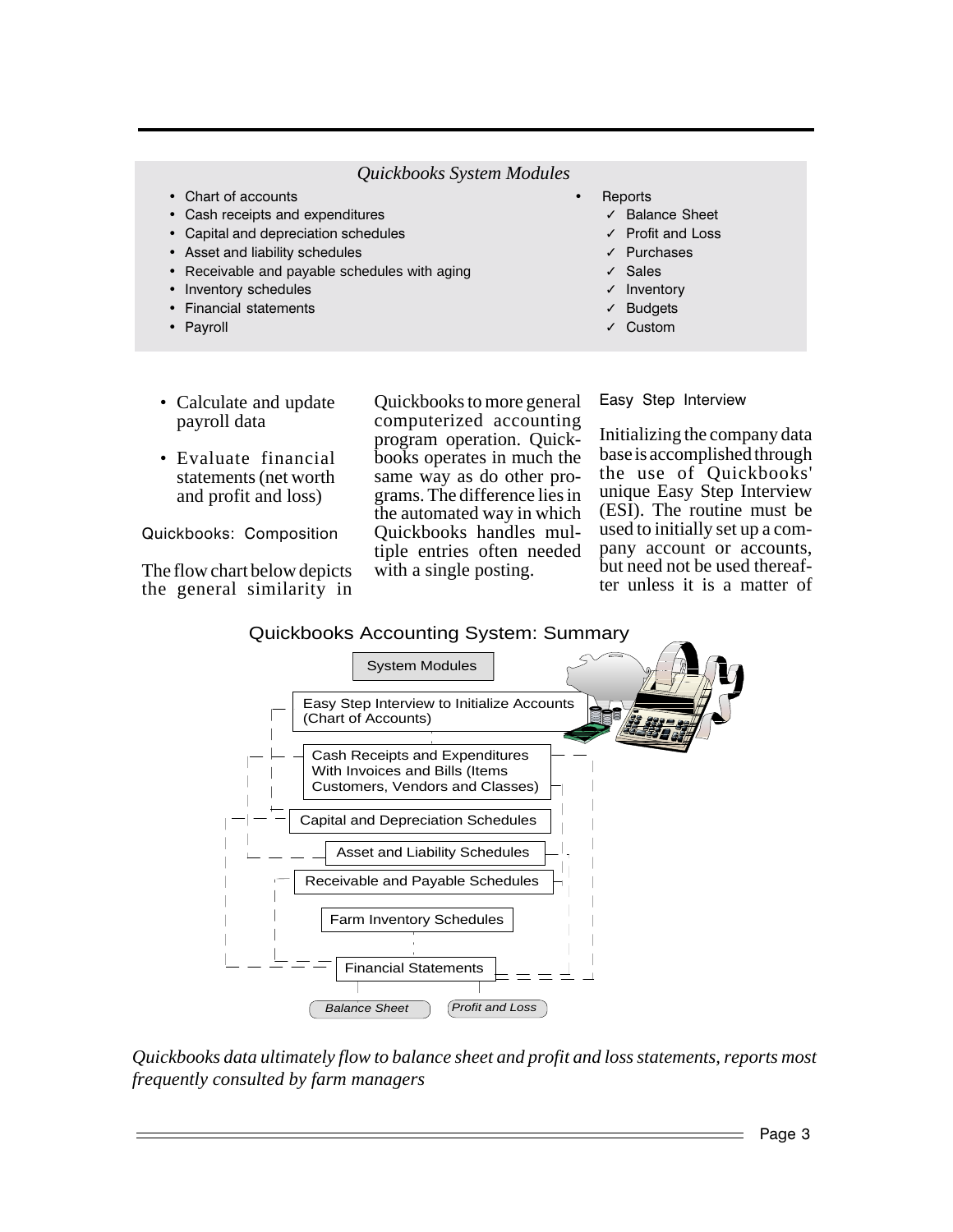*Quickbooks System Modules*

- Chart of accounts
- Cash receipts and expenditures
- Capital and depreciation schedules
- Asset and liability schedules
- Receivable and payable schedules with aging
- Inventory schedules
- Financial statements
- Payroll
- Reports
  - ✓ Balance Sheet
  - ✓ Profit and Loss
  - ✓ Purchases
  - ✓ Sales
  - ✓ Inventory
  - ✓ Budgets
  - ✓ Custom

- Calculate and update payroll data
- Evaluate financial statements (net worth and profit and loss)

### Quickbooks: Composition

The flow chart below depicts the general similarity in Quickbooks to more general computerized accounting program operation. Quickbooks operates in much the same way as do other programs. The difference lies in the automated way in which Quickbooks handles multiple entries often needed with a single posting.

### Easy Step Interview

Initializing the company data base is accomplished through the use of Quickbooks' unique Easy Step Interview (ESI). The routine must be used to initially set up a company account or accounts, but need not be used thereafter unless it is a matter of

Quickbooks Accounting System: Summary

- System Modules
- Easy Step Interview to Initialize Accounts (Chart of Accounts)
- Cash Receipts and Expenditures With Invoices and Bills (Items Customers, Vendors and Classes)
- Capital and Depreciation Schedules
- Asset and Liability Schedules
- Receivable and Payable Schedules
- Farm Inventory Schedules
- Financial Statements
  - *Balance Sheet*
  - *Profit and Loss*

*Quickbooks data ultimately flow to balance sheet and profit and loss statements, reports most frequently consulted by farm managers*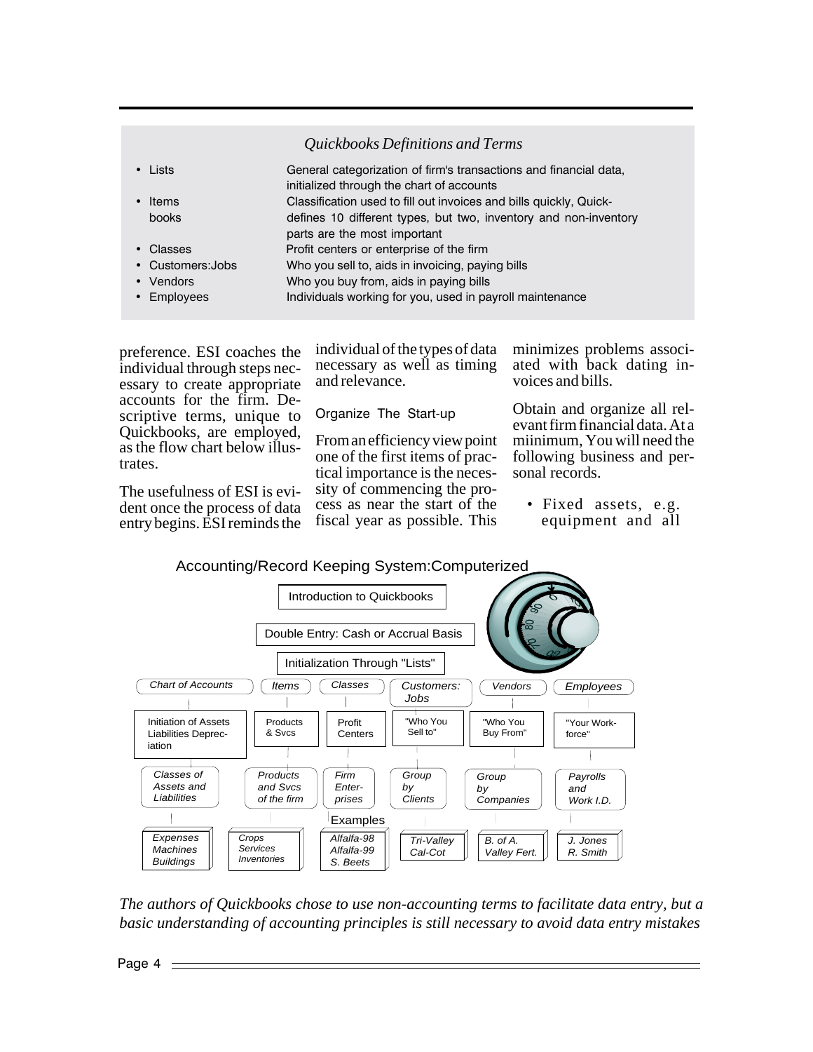*Quickbooks Definitions and Terms*

| | |
|---|---|
| • Lists | General categorization of firm's transactions and financial data, initialized through the chart of accounts |
| • Items books | Classification used to fill out invoices and bills quickly, Quick-defines 10 different types, but two, inventory and non-inventory parts are the most important |
| • Classes | Profit centers or enterprise of the firm |
| • Customers:Jobs | Who you sell to, aids in invoicing, paying bills |
| • Vendors | Who you buy from, aids in paying bills |
| • Employees | Individuals working for you, used in payroll maintenance |

preference. ESI coaches the individual through steps necessary to create appropriate accounts for the firm. Descriptive terms, unique to Quickbooks, are employed, as the flow chart below illustrates.

The usefulness of ESI is evident once the process of data entry begins. ESI reminds the individual of the types of data necessary as well as timing and relevance.

### Organize The Start-up

From an efficiency view point one of the first items of practical importance is the necessity of commencing the process as near the start of the fiscal year as possible. This minimizes problems associated with back dating invoices and bills.

Obtain and organize all relevant firm financial data. At a miinimum, You will need the following business and personal records.

- Fixed assets, e.g. equipment and all

**Accounting/Record Keeping System:Computerized**

Introduction to Quickbooks

Double Entry: Cash or Accrual Basis

Initialization Through "Lists"

| *Chart of Accounts* | *Items* | *Classes* | *Customers: Jobs* | *Vendors* | *Employees* |
|---|---|---|---|---|---|
| Initiation of Assets Liabilities Depreciation | Products & Svcs | Profit Centers | "Who You Sell to" | "Who You Buy From" | "Your Work-force" |
| *Classes of Assets and Liabilities* | *Products and Svcs of the firm* | *Firm Enterprises* | *Group by Clients* | *Group by Companies* | *Payrolls and Work I.D.* |
| *Expenses Machines Buildings* | *Crops Services Inventories* | *Alfalfa-98 Alfalfa-99 S. Beets* | *Tri-Valley Cal-Cot* | *B. of A. Valley Fert.* | *J. Jones R. Smith* |

Examples

*The authors of Quickbooks chose to use non-accounting terms to facilitate data entry, but a basic understanding of accounting principles is still necessary to avoid data entry mistakes*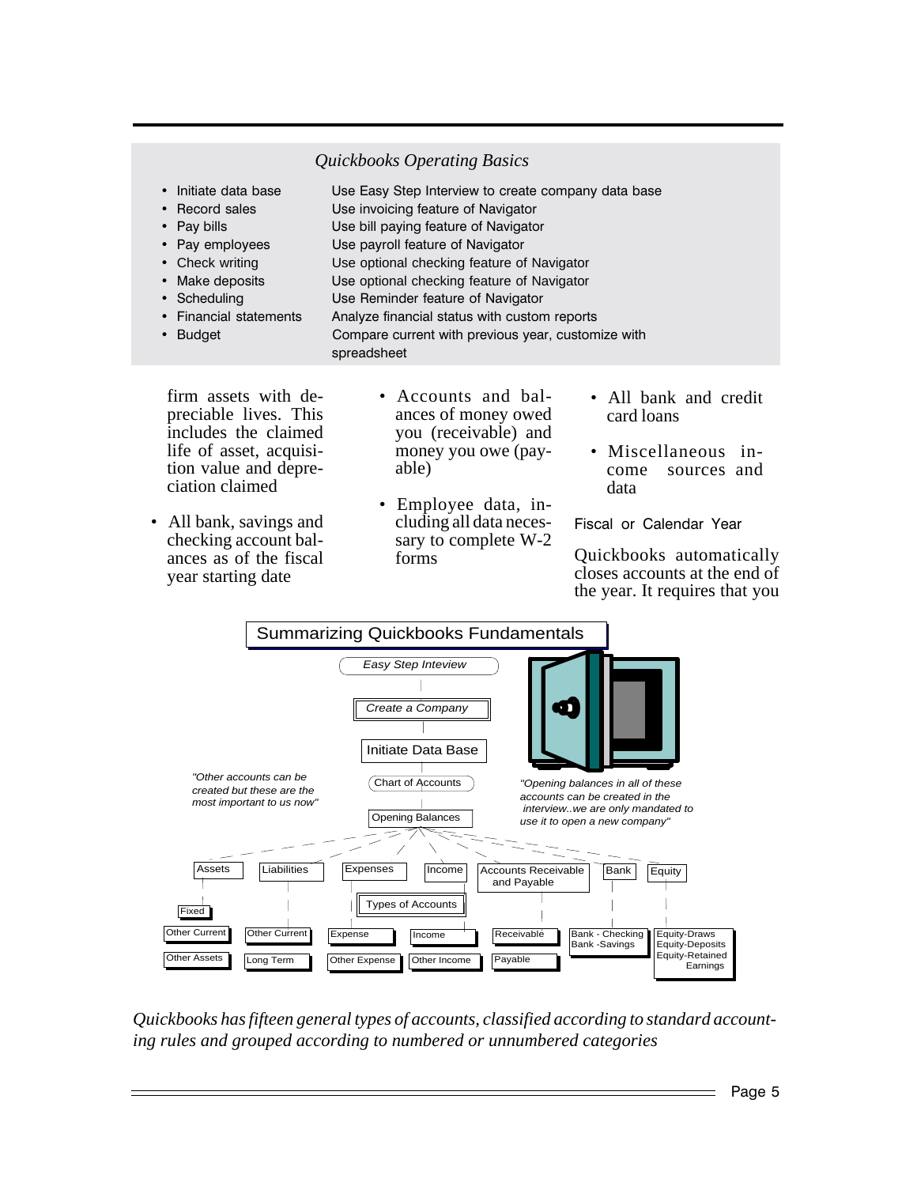### *Quickbooks Operating Basics*

| | |
|---|---|
| • Initiate data base | Use Easy Step Interview to create company data base |
| • Record sales | Use invoicing feature of Navigator |
| • Pay bills | Use bill paying feature of Navigator |
| • Pay employees | Use payroll feature of Navigator |
| • Check writing | Use optional checking feature of Navigator |
| • Make deposits | Use optional checking feature of Navigator |
| • Scheduling | Use Reminder feature of Navigator |
| • Financial statements | Analyze financial status with custom reports |
| • Budget | Compare current with previous year, customize with spreadsheet |

firm assets with depreciable lives. This includes the claimed life of asset, acquisition value and depreciation claimed

- All bank, savings and checking account balances as of the fiscal year starting date
- Accounts and balances of money owed you (receivable) and money you owe (payable)
- Employee data, including all data necessary to complete W-2 forms
- All bank and credit card loans
- Miscellaneous income sources and data

Fiscal or Calendar Year

Quickbooks automatically closes accounts at the end of the year. It requires that you

### Summarizing Quickbooks Fundamentals

*Easy Step Inteview* → *Create a Company* → Initiate Data Base → Chart of Accounts → Opening Balances

*"Other accounts can be created but these are the most important to us now"*

*"Opening balances in all of these accounts can be created in the interview..we are only mandated to use it to open a new company"*

Types of Accounts

| Assets | Liabilities | Expenses | Income | Accounts Receivable and Payable | Bank | Equity |
|---|---|---|---|---|---|---|
| Fixed | | | | | | |
| Other Current | Other Current | Expense | Income | Receivable | Bank - Checking<br>Bank -Savings | Equity-Draws<br>Equity-Deposits<br>Equity-Retained Earnings |
| Other Assets | Long Term | Other Expense | Other Income | Payable | | |

*Quickbooks has fifteen general types of accounts, classified according to standard accounting rules and grouped according to numbered or unnumbered categories*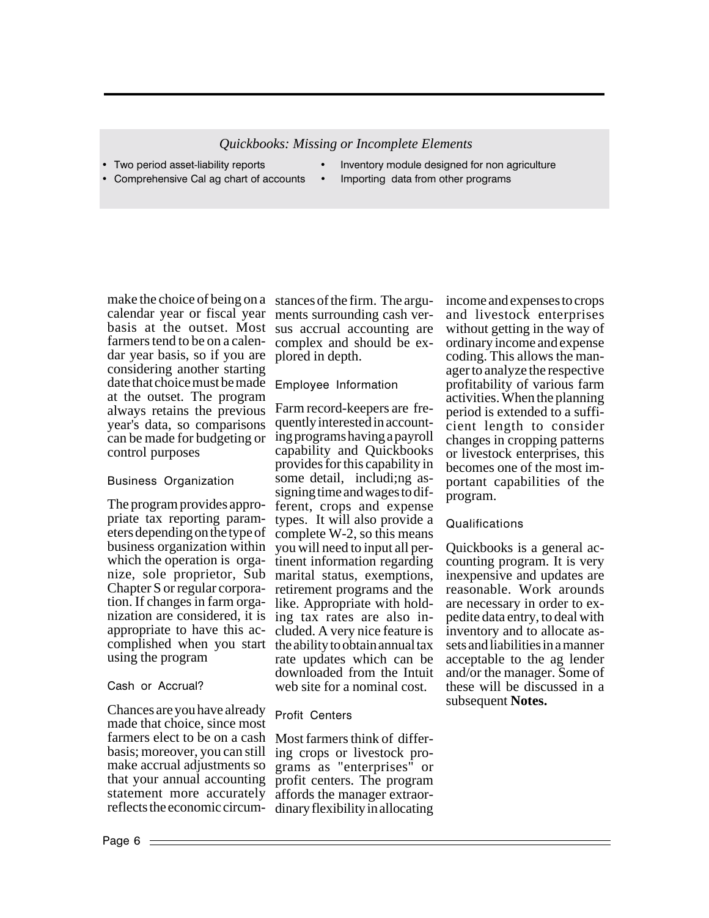*Quickbooks: Missing or Incomplete Elements*

- Two period asset-liability reports
- Comprehensive Cal ag chart of accounts
- Inventory module designed for non agriculture
- Importing data from other programs

make the choice of being on a calendar year or fiscal year basis at the outset. Most farmers tend to be on a calendar year basis, so if you are considering another starting date that choice must be made at the outset. The program always retains the previous year's data, so comparisons can be made for budgeting or control purposes

### Business Organization

The program provides appropriate tax reporting parameters depending on the type of business organization within which the operation is organize, sole proprietor, Sub Chapter S or regular corporation. If changes in farm organization are considered, it is appropriate to have this accomplished when you start using the program

### Cash or Accrual?

Chances are you have already made that choice, since most farmers elect to be on a cash basis; moreover, you can still make accrual adjustments so that your annual accounting statement more accurately reflects the economic circumstances of the firm. The arguments surrounding cash versus accrual accounting are complex and should be explored in depth.

### Employee Information

Farm record-keepers are frequently interested in accounting programs having a payroll capability and Quickbooks provides for this capability in some detail, includi;ng assigning time and wages to different, crops and expense types. It will also provide a complete W-2, so this means you will need to input all pertinent information regarding marital status, exemptions, retirement programs and the like. Appropriate with holding tax rates are also included. A very nice feature is the ability to obtain annual tax rate updates which can be downloaded from the Intuit web site for a nominal cost.

### Profit Centers

Most farmers think of differing crops or livestock programs as "enterprises" or profit centers. The program affords the manager extraordinary flexibility in allocating income and expenses to crops and livestock enterprises without getting in the way of ordinary income and expense coding. This allows the manager to analyze the respective profitability of various farm activities. When the planning period is extended to a sufficient length to consider changes in cropping patterns or livestock enterprises, this becomes one of the most important capabilities of the program.

### Qualifications

Quickbooks is a general accounting program. It is very inexpensive and updates are reasonable. Work arounds are necessary in order to expedite data entry, to deal with inventory and to allocate assets and liabilities in a manner acceptable to the ag lender and/or the manager. Some of these will be discussed in a subsequent **Notes.**